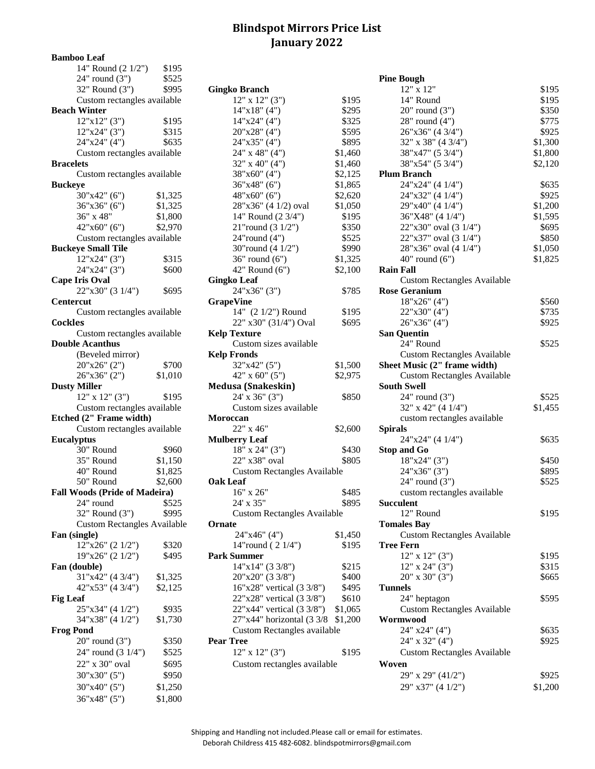# Blindspot Mirrors Price List
## January 2022

**Bamboo Leaf**
- 14" Round (2 1/2") $195
- 24" round (3") $525
- 32" Round (3") $995
- Custom rectangles available

**Beach Winter**
- 12"x12" (3") $195
- 12"x24" (3") $315
- 24"x24" (4") $635
- Custom rectangles available

**Bracelets**
- Custom rectangles available

**Buckeye**
- 30"x42" (6") $1,325
- 36"x36" (6") $1,325
- 36" x 48" $1,800
- 42"x60" (6") $2,970
- Custom rectangles available

**Buckeye Small Tile**
- 12"x24" (3") $315
- 24"x24" (3") $600

**Cape Iris Oval**
- 22"x30" (3 1/4") $695

**Centercut**
- Custom rectangles available

**Cockles**
- Custom rectangles available

**Double Acanthus**
- (Beveled mirror)
- 20"x26" (2") $700
- 26"x36" (2") $1,010

**Dusty Miller**
- 12" x 12" (3") $195
- Custom rectangles available

**Etched (2" Frame width)**
- Custom rectangles available

**Eucalyptus**
- 30" Round $960
- 35" Round $1,150
- 40" Round $1,825
- 50" Round $2,600

**Fall Woods (Pride of Madeira)**
- 24" round $525
- 32" Round (3") $995
- Custom Rectangles Available

**Fan (single)**
- 12"x26" (2 1/2") $320
- 19"x26" (2 1/2") $495

**Fan (double)**
- 31"x42" (4 3/4") $1,325
- 42"x53" (4 3/4") $2,125

**Fig Leaf**
- 25"x34" (4 1/2") $935
- 34"x38" (4 1/2") $1,730

**Frog Pond**
- 20" round (3") $350
- 24" round (3 1/4") $525
- 22" x 30" oval $695
- 30"x30" (5") $950
- 30"x40" (5") $1,250
- 36"x48" (5") $1,800

**Gingko Branch**
- 12" x 12" (3") $195
- 14"x18" (4") $295
- 14"x24" (4") $325
- 20"x28" (4") $595
- 24"x35" (4") $895
- 24" x 48" (4") $1,460
- 32" x 40" (4") $1,460
- 38"x60" (4") $2,125
- 36"x48" (6") $1,865
- 48"x60" (6") $2,620
- 28"x36" (4 1/2) oval $1,050
- 14" Round (2 3/4") $195
- 21"round (3 1/2") $350
- 24"round (4") $525
- 30"round (4 1/2") $990
- 36" round (6") $1,325
- 42" Round (6") $2,100

**Gingko Leaf**
- 24"x36" (3") $785

**GrapeVine**
- 14" (2 1/2") Round $195
- 22" x30" (31/4") Oval $695

**Kelp Texture**
- Custom sizes available

**Kelp Fronds**
- 32"x42" (5") $1,500
- 42" x 60" (5") $2,975

**Medusa (Snakeskin)**
- 24' x 36" (3") $850
- Custom sizes available

**Moroccan**
- 22" x 46" $2,600

**Mulberry Leaf**
- 18" x 24" (3") $430
- 22" x38" oval $805
- Custom Rectangles Available

**Oak Leaf**
- 16" x 26" $485
- 24' x 35" $895
- Custom Rectangles Available

**Ornate**
- 24"x46" (4") $1,450
- 14"round ( 2 1/4") $195

**Park Summer**
- 14"x14" (3 3/8") $215
- 20"x20" (3 3/8") $400
- 16"x28" vertical (3 3/8") $495
- 22"x28" vertical (3 3/8") $610
- 22"x44" vertical (3 3/8") $1,065
- 27"x44" horizontal (3 3/8 $1,200
- Custom Rectangles available

**Pear Tree**
- 12" x 12" (3") $195
- Custom rectangles available

**Pine Bough**
- 12" x 12" $195
- 14" Round $195
- 20" round (3") $350
- 28" round (4") $775
- 26"x36" (4 3/4") $925
- 32" x 38" (4 3/4") $1,300
- 38"x47" (5 3/4") $1,800
- 38"x54" (5 3/4") $2,120

**Plum Branch**
- 24"x24" (4 1/4") $635
- 24"x32" (4 1/4") $925
- 29"x40" (4 1/4") $1,200
- 36"X48" (4 1/4") $1,595
- 22"x30" oval (3 1/4") $695
- 22"x37" oval (3 1/4") $850
- 28"x36" oval (4 1/4") $1,050
- 40" round (6") $1,825

**Rain Fall**
- Custom Rectangles Available

**Rose Geranium**
- 18"x26" (4") $560
- 22"x30" (4") $735
- 26"x36" (4") $925

**San Quentin**
- 24" Round $525
- Custom Rectangles Available

**Sheet Music (2" frame width)**
- Custom Rectangles Available

**South Swell**
- 24" round (3") $525
- 32" x 42" (4 1/4") $1,455
- custom rectangles available

**Spirals**
- 24"x24" (4 1/4") $635

**Stop and Go**
- 18"x24" (3") $450
- 24"x36" (3") $895
- 24" round (3") $525
- custom rectangles available

**Succulent**
- 12" Round $195

**Tomales Bay**
- Custom Rectangles Available

**Tree Fern**
- 12" x 12" (3") $195
- 12" x 24" (3") $315
- 20" x 30" (3") $665

**Tunnels**
- 24" heptagon $595
- Custom Rectangles Available

**Wormwood**
- 24" x24" (4") $635
- 24" x 32" (4") $925
- Custom Rectangles Available

**Woven**
- 29" x 29" (41/2") $925
- 29" x37" (4 1/2") $1,200

Shipping and Handling not included.Please call or email for estimates.
Deborah Childress 415 482-6082. blindspotmirrors@gmail.com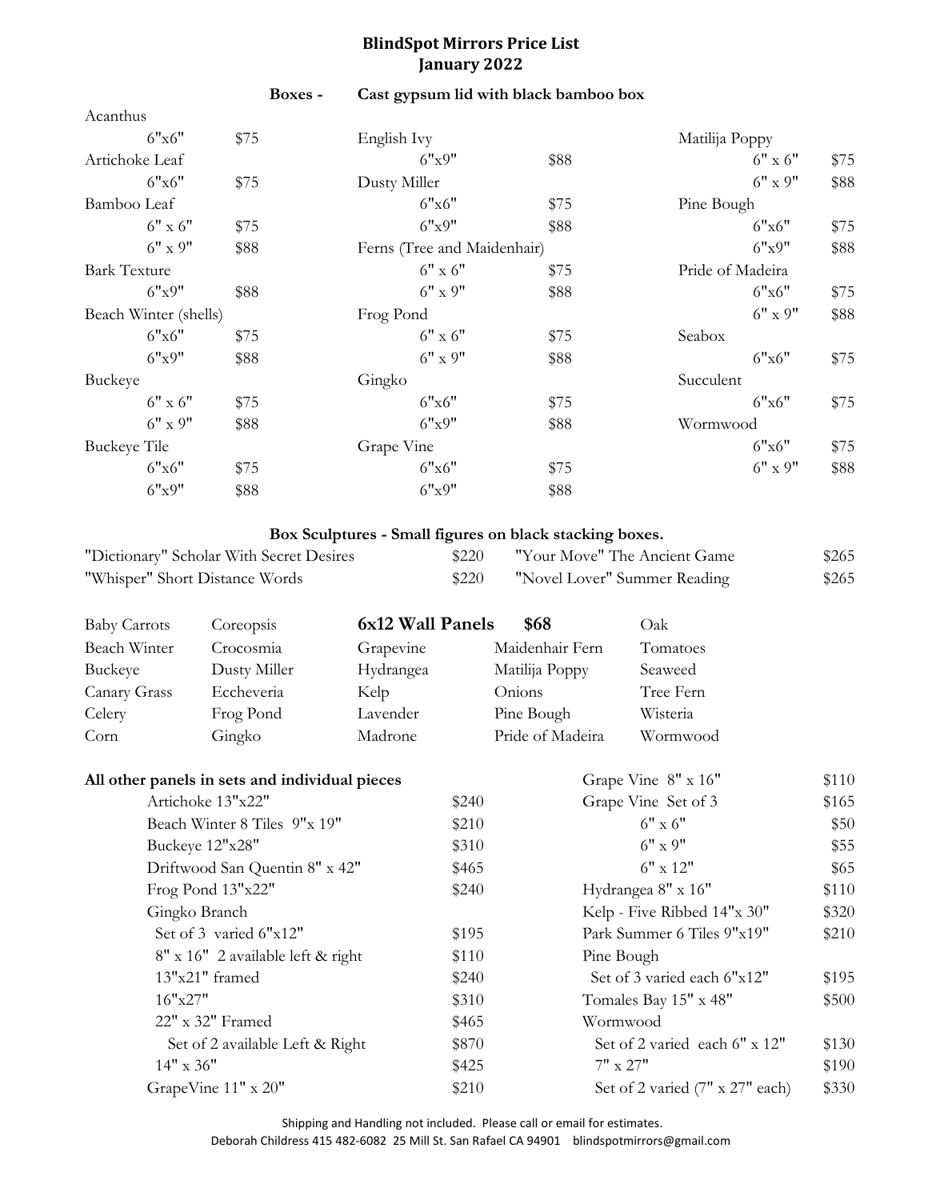# BlindSpot Mirrors Price List
## January 2022

**Boxes - Cast gypsum lid with black bamboo box**

Acanthus
- 6"x6" $75

Artichoke Leaf
- 6"x6" $75

Bamboo Leaf
- 6" x 6" $75
- 6" x 9" $88

Bark Texture
- 6"x9" $88

Beach Winter (shells)
- 6"x6" $75
- 6"x9" $88

Buckeye
- 6" x 6" $75
- 6" x 9" $88

Buckeye Tile
- 6"x6" $75
- 6"x9" $88

English Ivy
- 6"x9" $88

Dusty Miller
- 6"x6" $75
- 6"x9" $88

Ferns (Tree and Maidenhair)
- 6" x 6" $75
- 6" x 9" $88

Frog Pond
- 6" x 6" $75
- 6" x 9" $88

Gingko
- 6"x6" $75
- 6"x9" $88

Grape Vine
- 6"x6" $75
- 6"x9" $88

Matilija Poppy
- 6" x 6" $75
- 6" x 9" $88

Pine Bough
- 6"x6" $75
- 6"x9" $88

Pride of Madeira
- 6"x6" $75
- 6" x 9" $88

Seabox
- 6"x6" $75

Succulent
- 6"x6" $75

Wormwood
- 6"x6" $75
- 6" x 9" $88

**Box Sculptures - Small figures on black stacking boxes.**

| | | | |
|---|---|---|---|
| "Dictionary" Scholar With Secret Desires | $220 | "Your Move" The Ancient Game | $265 |
| "Whisper" Short Distance Words | $220 | "Novel Lover" Summer Reading | $265 |

**6x12 Wall Panels $68**

| | | | | |
|---|---|---|---|---|
| Baby Carrots | Coreopsis | | | Oak |
| Beach Winter | Crocosmia | Grapevine | Maidenhair Fern | Tomatoes |
| Buckeye | Dusty Miller | Hydrangea | Matilija Poppy | Seaweed |
| Canary Grass | Eccheveria | Kelp | Onions | Tree Fern |
| Celery | Frog Pond | Lavender | Pine Bough | Wisteria |
| Corn | Gingko | Madrone | Pride of Madeira | Wormwood |

**All other panels in sets and individual pieces**

| | |
|---|---|
| Artichoke 13"x22" | $240 |
| Beach Winter 8 Tiles 9"x 19" | $210 |
| Buckeye 12"x28" | $310 |
| Driftwood San Quentin 8" x 42" | $465 |
| Frog Pond 13"x22" | $240 |
| Gingko Branch | |
| Set of 3 varied 6"x12" | $195 |
| 8" x 16" 2 available left & right | $110 |
| 13"x21" framed | $240 |
| 16"x27" | $310 |
| 22" x 32" Framed | $465 |
| Set of 2 available Left & Right | $870 |
| 14" x 36" | $425 |
| GrapeVine 11" x 20" | $210 |
| Grape Vine 8" x 16" | $110 |
| Grape Vine Set of 3 | $165 |
| 6" x 6" | $50 |
| 6" x 9" | $55 |
| 6" x 12" | $65 |
| Hydrangea 8" x 16" | $110 |
| Kelp - Five Ribbed 14"x 30" | $320 |
| Park Summer 6 Tiles 9"x19" | $210 |
| Pine Bough | |
| Set of 3 varied each 6"x12" | $195 |
| Tomales Bay 15" x 48" | $500 |
| Wormwood | |
| Set of 2 varied each 6" x 12" | $130 |
| 7" x 27" | $190 |
| Set of 2 varied (7" x 27" each) | $330 |

Shipping and Handling not included. Please call or email for estimates.
Deborah Childress 415 482-6082 25 Mill St. San Rafael CA 94901 blindspotmirrors@gmail.com